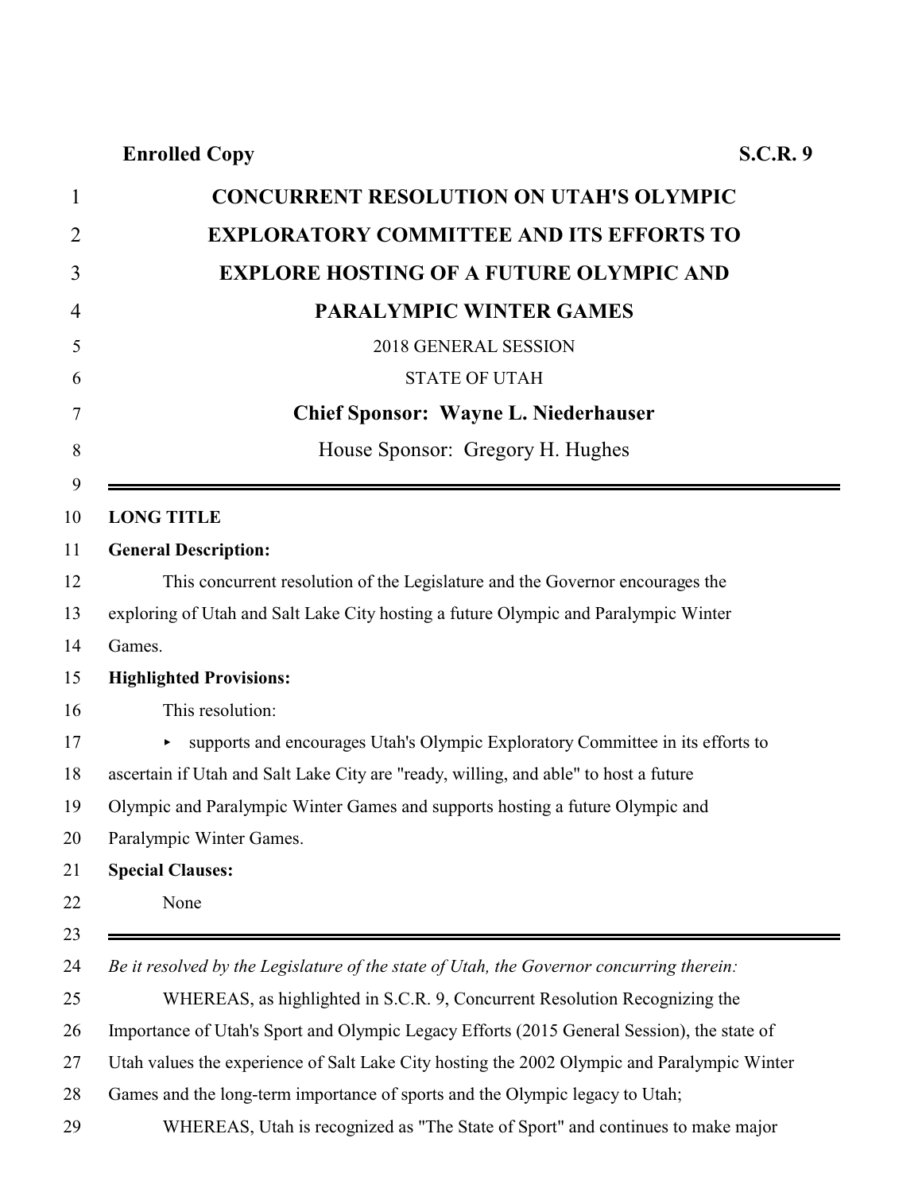**Enrolled Copy** **S.C.R. 9**

# CONCURRENT RESOLUTION ON UTAH'S OLYMPIC EXPLORATORY COMMITTEE AND ITS EFFORTS TO EXPLORE HOSTING OF A FUTURE OLYMPIC AND PARALYMPIC WINTER GAMES

2018 GENERAL SESSION

STATE OF UTAH

**Chief Sponsor: Wayne L. Niederhauser**

House Sponsor: Gregory H. Hughes

---

**LONG TITLE**

**General Description:**

This concurrent resolution of the Legislature and the Governor encourages the exploring of Utah and Salt Lake City hosting a future Olympic and Paralympic Winter Games.

**Highlighted Provisions:**

This resolution:

- supports and encourages Utah's Olympic Exploratory Committee in its efforts to ascertain if Utah and Salt Lake City are "ready, willing, and able" to host a future Olympic and Paralympic Winter Games and supports hosting a future Olympic and Paralympic Winter Games.

**Special Clauses:**

None

---

*Be it resolved by the Legislature of the state of Utah, the Governor concurring therein:*

WHEREAS, as highlighted in S.C.R. 9, Concurrent Resolution Recognizing the Importance of Utah's Sport and Olympic Legacy Efforts (2015 General Session), the state of Utah values the experience of Salt Lake City hosting the 2002 Olympic and Paralympic Winter Games and the long-term importance of sports and the Olympic legacy to Utah;

WHEREAS, Utah is recognized as "The State of Sport" and continues to make major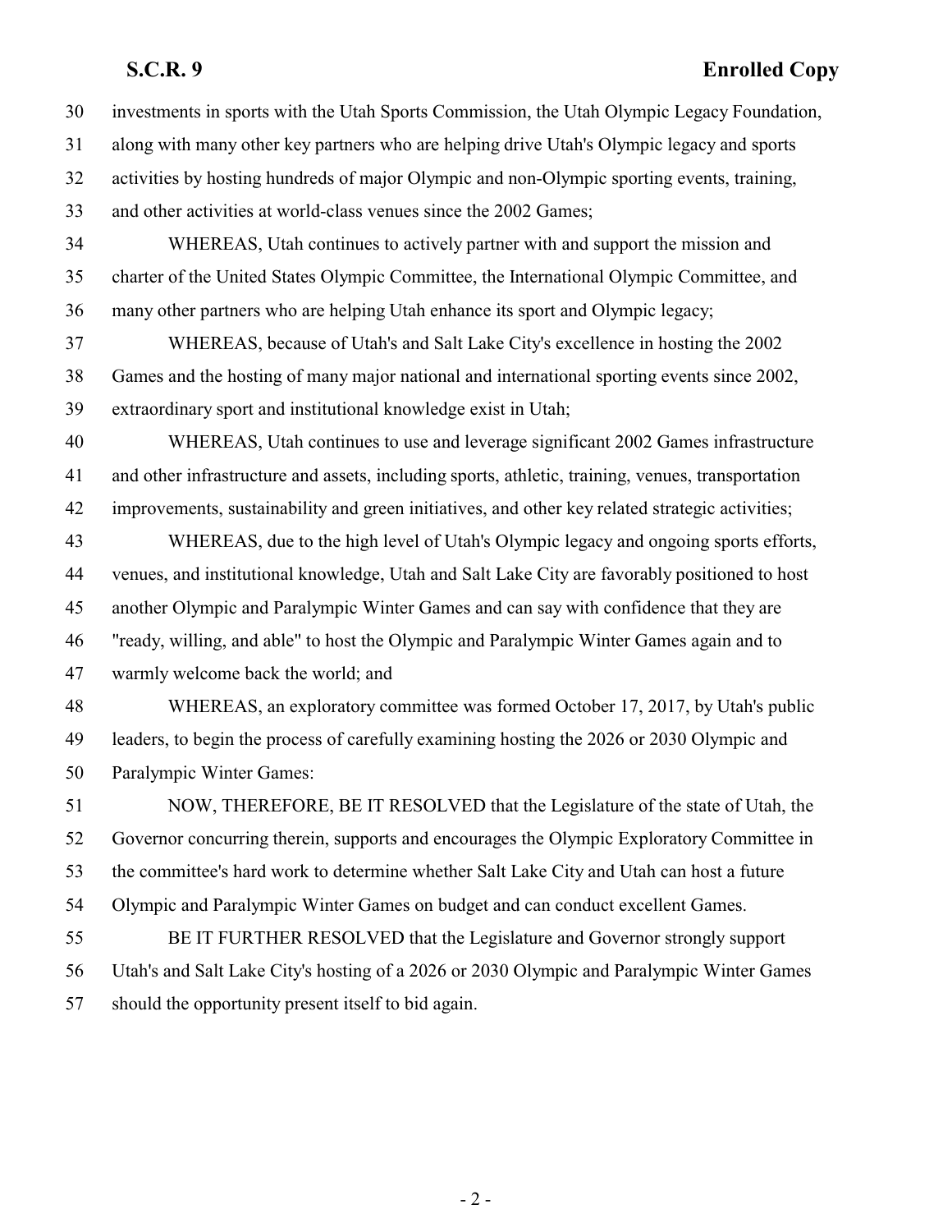investments in sports with the Utah Sports Commission, the Utah Olympic Legacy Foundation, along with many other key partners who are helping drive Utah's Olympic legacy and sports activities by hosting hundreds of major Olympic and non-Olympic sporting events, training, and other activities at world-class venues since the 2002 Games;

WHEREAS, Utah continues to actively partner with and support the mission and charter of the United States Olympic Committee, the International Olympic Committee, and many other partners who are helping Utah enhance its sport and Olympic legacy;

WHEREAS, because of Utah's and Salt Lake City's excellence in hosting the 2002 Games and the hosting of many major national and international sporting events since 2002, extraordinary sport and institutional knowledge exist in Utah;

WHEREAS, Utah continues to use and leverage significant 2002 Games infrastructure and other infrastructure and assets, including sports, athletic, training, venues, transportation improvements, sustainability and green initiatives, and other key related strategic activities;

WHEREAS, due to the high level of Utah's Olympic legacy and ongoing sports efforts, venues, and institutional knowledge, Utah and Salt Lake City are favorably positioned to host another Olympic and Paralympic Winter Games and can say with confidence that they are "ready, willing, and able" to host the Olympic and Paralympic Winter Games again and to warmly welcome back the world; and

WHEREAS, an exploratory committee was formed October 17, 2017, by Utah's public leaders, to begin the process of carefully examining hosting the 2026 or 2030 Olympic and Paralympic Winter Games:

NOW, THEREFORE, BE IT RESOLVED that the Legislature of the state of Utah, the Governor concurring therein, supports and encourages the Olympic Exploratory Committee in the committee's hard work to determine whether Salt Lake City and Utah can host a future Olympic and Paralympic Winter Games on budget and can conduct excellent Games.

BE IT FURTHER RESOLVED that the Legislature and Governor strongly support Utah's and Salt Lake City's hosting of a 2026 or 2030 Olympic and Paralympic Winter Games should the opportunity present itself to bid again.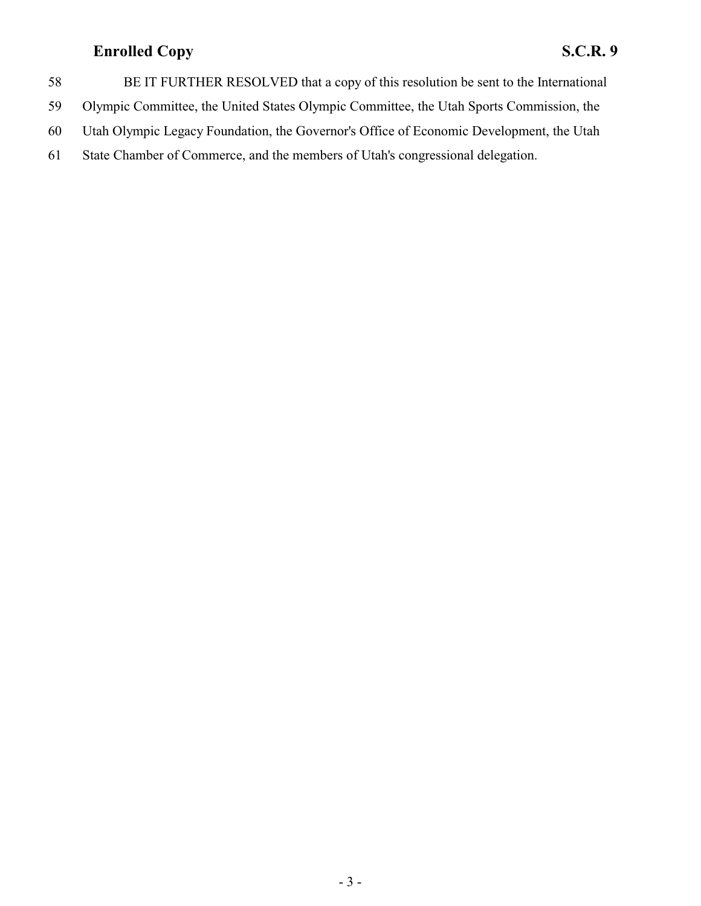BE IT FURTHER RESOLVED that a copy of this resolution be sent to the International Olympic Committee, the United States Olympic Committee, the Utah Sports Commission, the Utah Olympic Legacy Foundation, the Governor's Office of Economic Development, the Utah State Chamber of Commerce, and the members of Utah's congressional delegation.